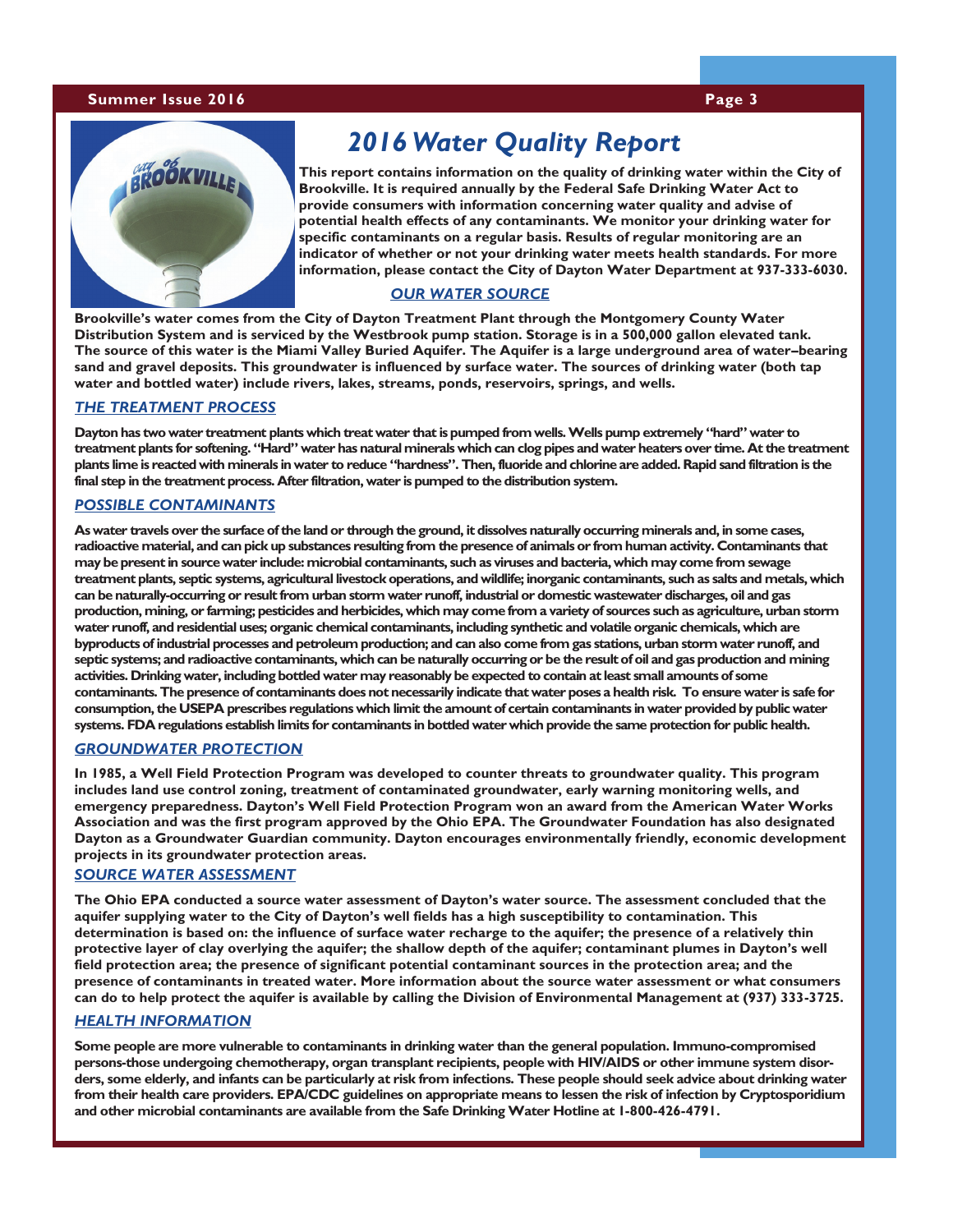# 2016 Water Quality Report

**This report contains information on the quality of drinking water within the City of Brookville. It is required annually by the Federal Safe Drinking Water Act to provide consumers with information concerning water quality and advise of potential health effects of any contaminants. We monitor your drinking water for specific contaminants on a regular basis. Results of regular monitoring are an indicator of whether or not your drinking water meets health standards. For more information, please contact the City of Dayton Water Department at 937-333-6030.**

## *OUR WATER SOURCE*

**Brookville's water comes from the City of Dayton Treatment Plant through the Montgomery County Water Distribution System and is serviced by the Westbrook pump station. Storage is in a 500,000 gallon elevated tank. The source of this water is the Miami Valley Buried Aquifer. The Aquifer is a large underground area of water–bearing sand and gravel deposits. This groundwater is influenced by surface water. The sources of drinking water (both tap water and bottled water) include rivers, lakes, streams, ponds, reservoirs, springs, and wells.**

## *THE TREATMENT PROCESS*

**Dayton has two water treatment plants which treat water that is pumped from wells. Wells pump extremely "hard" water to treatment plants for softening. "Hard" water has natural minerals which can clog pipes and water heaters over time. At the treatment plants lime is reacted with minerals in water to reduce "hardness". Then, fluoride and chlorine are added. Rapid sand filtration is the final step in the treatment process. After filtration, water is pumped to the distribution system.**

## *POSSIBLE CONTAMINANTS*

**As water travels over the surface of the land or through the ground, it dissolves naturally occurring minerals and, in some cases, radioactive material, and can pick up substances resulting from the presence of animals or from human activity. Contaminants that may be present in source water include: microbial contaminants, such as viruses and bacteria, which may come from sewage treatment plants, septic systems, agricultural livestock operations, and wildlife; inorganic contaminants, such as salts and metals, which can be naturally-occurring or result from urban storm water runoff, industrial or domestic wastewater discharges, oil and gas production, mining, or farming; pesticides and herbicides, which may come from a variety of sources such as agriculture, urban storm water runoff, and residential uses; organic chemical contaminants, including synthetic and volatile organic chemicals, which are byproducts of industrial processes and petroleum production; and can also come from gas stations, urban storm water runoff, and septic systems; and radioactive contaminants, which can be naturally occurring or be the result of oil and gas production and mining activities. Drinking water, including bottled water may reasonably be expected to contain at least small amounts of some contaminants. The presence of contaminants does not necessarily indicate that water poses a health risk. To ensure water is safe for consumption, the USEPA prescribes regulations which limit the amount of certain contaminants in water provided by public water systems. FDA regulations establish limits for contaminants in bottled water which provide the same protection for public health.**

## *GROUNDWATER PROTECTION*

**In 1985, a Well Field Protection Program was developed to counter threats to groundwater quality. This program includes land use control zoning, treatment of contaminated groundwater, early warning monitoring wells, and emergency preparedness. Dayton's Well Field Protection Program won an award from the American Water Works Association and was the first program approved by the Ohio EPA. The Groundwater Foundation has also designated Dayton as a Groundwater Guardian community. Dayton encourages environmentally friendly, economic development projects in its groundwater protection areas.**

## *SOURCE WATER ASSESSMENT*

**The Ohio EPA conducted a source water assessment of Dayton's water source. The assessment concluded that the aquifer supplying water to the City of Dayton's well fields has a high susceptibility to contamination. This determination is based on: the influence of surface water recharge to the aquifer; the presence of a relatively thin protective layer of clay overlying the aquifer; the shallow depth of the aquifer; contaminant plumes in Dayton's well field protection area; the presence of significant potential contaminant sources in the protection area; and the presence of contaminants in treated water. More information about the source water assessment or what consumers can do to help protect the aquifer is available by calling the Division of Environmental Management at (937) 333-3725.**

## *HEALTH INFORMATION*

**Some people are more vulnerable to contaminants in drinking water than the general population. Immuno-compromised persons-those undergoing chemotherapy, organ transplant recipients, people with HIV/AIDS or other immune system disorders, some elderly, and infants can be particularly at risk from infections. These people should seek advice about drinking water from their health care providers. EPA/CDC guidelines on appropriate means to lessen the risk of infection by Cryptosporidium and other microbial contaminants are available from the Safe Drinking Water Hotline at 1-800-426-4791.**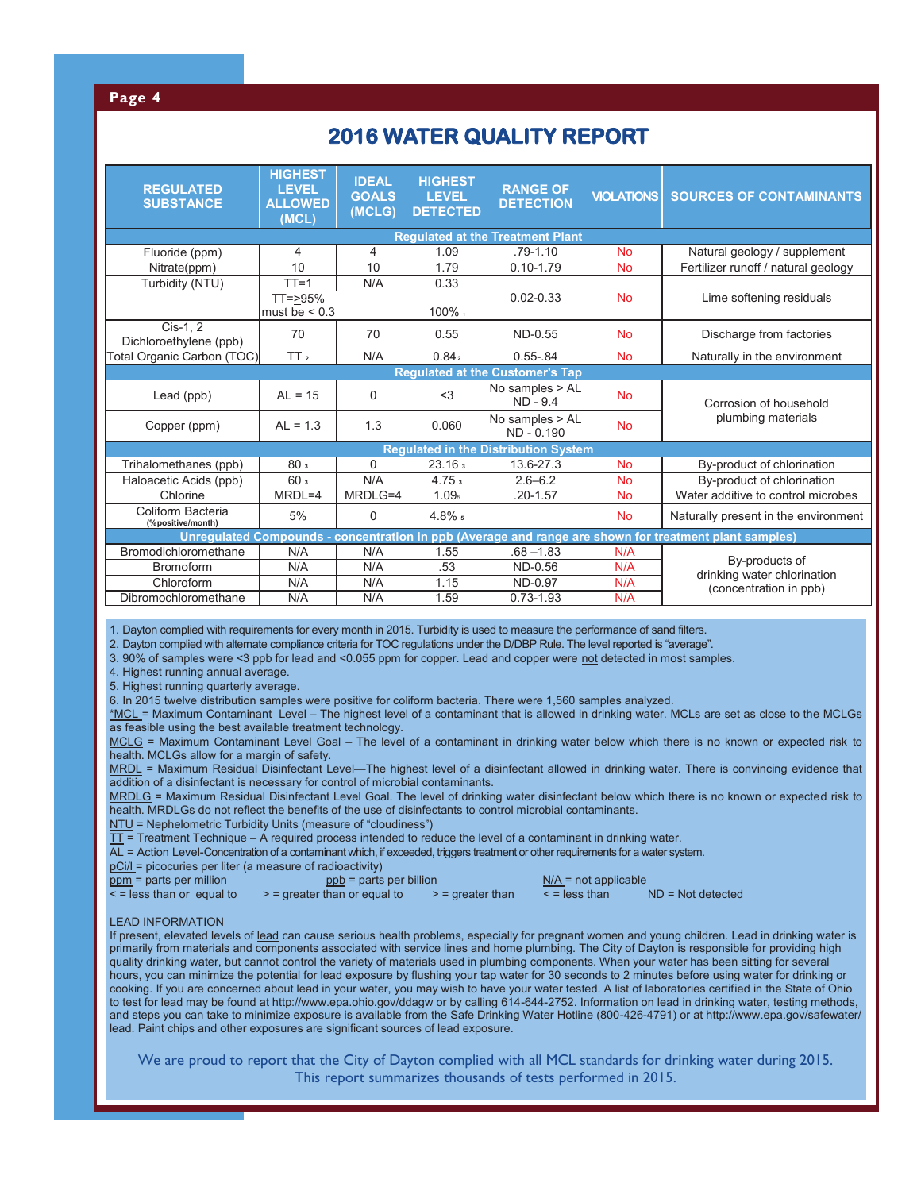# 2016 WATER QUALITY REPORT

| REGULATED SUBSTANCE | HIGHEST LEVEL ALLOWED (MCL) | IDEAL GOALS (MCLG) | HIGHEST LEVEL DETECTED | RANGE OF DETECTION | VIOLATIONS | SOURCES OF CONTAMINANTS |
|---|---|---|---|---|---|---|
| **Regulated at the Treatment Plant** | | | | | | |
| Fluoride (ppm) | 4 | 4 | 1.09 | .79-1.10 | No | Natural geology / supplement |
| Nitrate(ppm) | 10 | 10 | 1.79 | 0.10-1.79 | No | Fertilizer runoff / natural geology |
| Turbidity (NTU) | TT=1 | N/A | 0.33 | 0.02-0.33 | No | Lime softening residuals |
| | TT=≥95% must be ≤ 0.3 | | 100% [1] | | | |
| Cis-1, 2 Dichloroethylene (ppb) | 70 | 70 | 0.55 | ND-0.55 | No | Discharge from factories |
| Total Organic Carbon (TOC) | TT [2] | N/A | 0.84 [2] | 0.55-.84 | No | Naturally in the environment |
| **Regulated at the Customer's Tap** | | | | | | |
| Lead (ppb) | AL = 15 | 0 | <3 | No samples > AL ND - 9.4 | No | Corrosion of household plumbing materials |
| Copper (ppm) | AL = 1.3 | 1.3 | 0.060 | No samples > AL ND - 0.190 | No | Corrosion of household plumbing materials |
| **Regulated in the Distribution System** | | | | | | |
| Trihalomethanes (ppb) | 80 [3] | 0 | 23.16 [3] | 13.6-27.3 | No | By-product of chlorination |
| Haloacetic Acids (ppb) | 60 [3] | N/A | 4.75 [3] | 2.6–6.2 | No | By-product of chlorination |
| Chlorine | MRDL=4 | MRDLG=4 | 1.09 [5] | .20-1.57 | No | Water additive to control microbes |
| Coliform Bacteria (%positive/month) | 5% | 0 | 4.8% [5] | | No | Naturally present in the environment |
| **Unregulated Compounds - concentration in ppb (Average and range are shown for treatment plant samples)** | | | | | | |
| Bromodichloromethane | N/A | N/A | 1.55 | .68 –1.83 | N/A | By-products of drinking water chlorination (concentration in ppb) |
| Bromoform | N/A | N/A | .53 | ND-0.56 | N/A | By-products of drinking water chlorination (concentration in ppb) |
| Chloroform | N/A | N/A | 1.15 | ND-0.97 | N/A | By-products of drinking water chlorination (concentration in ppb) |
| Dibromochloromethane | N/A | N/A | 1.59 | 0.73-1.93 | N/A | By-products of drinking water chlorination (concentration in ppb) |

1. Dayton complied with requirements for every month in 2015. Turbidity is used to measure the performance of sand filters.
2. Dayton complied with alternate compliance criteria for TOC regulations under the D/DBP Rule. The level reported is "average".
3. 90% of samples were <3 ppb for lead and <0.055 ppm for copper. Lead and copper were not detected in most samples.
4. Highest running annual average.
5. Highest running quarterly average.
6. In 2015 twelve distribution samples were positive for coliform bacteria. There were 1,560 samples analyzed.

*MCL = Maximum Contaminant Level – The highest level of a contaminant that is allowed in drinking water. MCLs are set as close to the MCLGs as feasible using the best available treatment technology.

MCLG = Maximum Contaminant Level Goal – The level of a contaminant in drinking water below which there is no known or expected risk to health. MCLGs allow for a margin of safety.

MRDL = Maximum Residual Disinfectant Level—The highest level of a disinfectant allowed in drinking water. There is convincing evidence that addition of a disinfectant is necessary for control of microbial contaminants.

MRDLG = Maximum Residual Disinfectant Level Goal. The level of drinking water disinfectant below which there is no known or expected risk to health. MRDLGs do not reflect the benefits of the use of disinfectants to control microbial contaminants.

NTU = Nephelometric Turbidity Units (measure of "cloudiness")

TT = Treatment Technique – A required process intended to reduce the level of a contaminant in drinking water.

AL = Action Level-Concentration of a contaminant which, if exceeded, triggers treatment or other requirements for a water system.

pCi/l = picocuries per liter (a measure of radioactivity)

ppm = parts per million  ppb = parts per billion  N/A = not applicable

≤ = less than or equal to  ≥ = greater than or equal to  > = greater than  < = less than  ND = Not detected

LEAD INFORMATION

If present, elevated levels of lead can cause serious health problems, especially for pregnant women and young children. Lead in drinking water is primarily from materials and components associated with service lines and home plumbing. The City of Dayton is responsible for providing high quality drinking water, but cannot control the variety of materials used in plumbing components. When your water has been sitting for several hours, you can minimize the potential for lead exposure by flushing your tap water for 30 seconds to 2 minutes before using water for drinking or cooking. If you are concerned about lead in your water, you may wish to have your water tested. A list of laboratories certified in the State of Ohio to test for lead may be found at http://www.epa.ohio.gov/ddagw or by calling 614-644-2752. Information on lead in drinking water, testing methods, and steps you can take to minimize exposure is available from the Safe Drinking Water Hotline (800-426-4791) or at http://www.epa.gov/safewater/lead. Paint chips and other exposures are significant sources of lead exposure.

We are proud to report that the City of Dayton complied with all MCL standards for drinking water during 2015. This report summarizes thousands of tests performed in 2015.